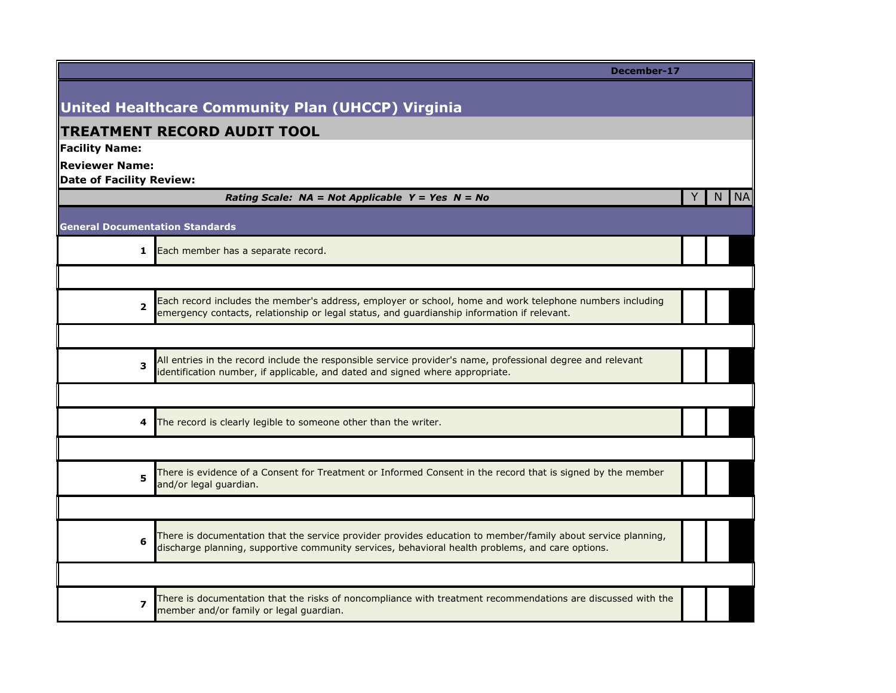December-17

# United Healthcare Community Plan (UHCCP) Virginia

## TREATMENT RECORD AUDIT TOOL

**Facility Name:**

**Reviewer Name:**

**Date of Facility Review:**

| | ***Rating Scale: NA = Not Applicable Y = Yes N = No*** | Y | N | NA |
|---|---|---|---|---|
| | **General Documentation Standards** | | | |
| **1** | Each member has a separate record. | | | |
| **2** | Each record includes the member's address, employer or school, home and work telephone numbers including emergency contacts, relationship or legal status, and guardianship information if relevant. | | | |
| **3** | All entries in the record include the responsible service provider's name, professional degree and relevant identification number, if applicable, and dated and signed where appropriate. | | | |
| **4** | The record is clearly legible to someone other than the writer. | | | |
| **5** | There is evidence of a Consent for Treatment or Informed Consent in the record that is signed by the member and/or legal guardian. | | | |
| **6** | There is documentation that the service provider provides education to member/family about service planning, discharge planning, supportive community services, behavioral health problems, and care options. | | | |
| **7** | There is documentation that the risks of noncompliance with treatment recommendations are discussed with the member and/or family or legal guardian. | | | |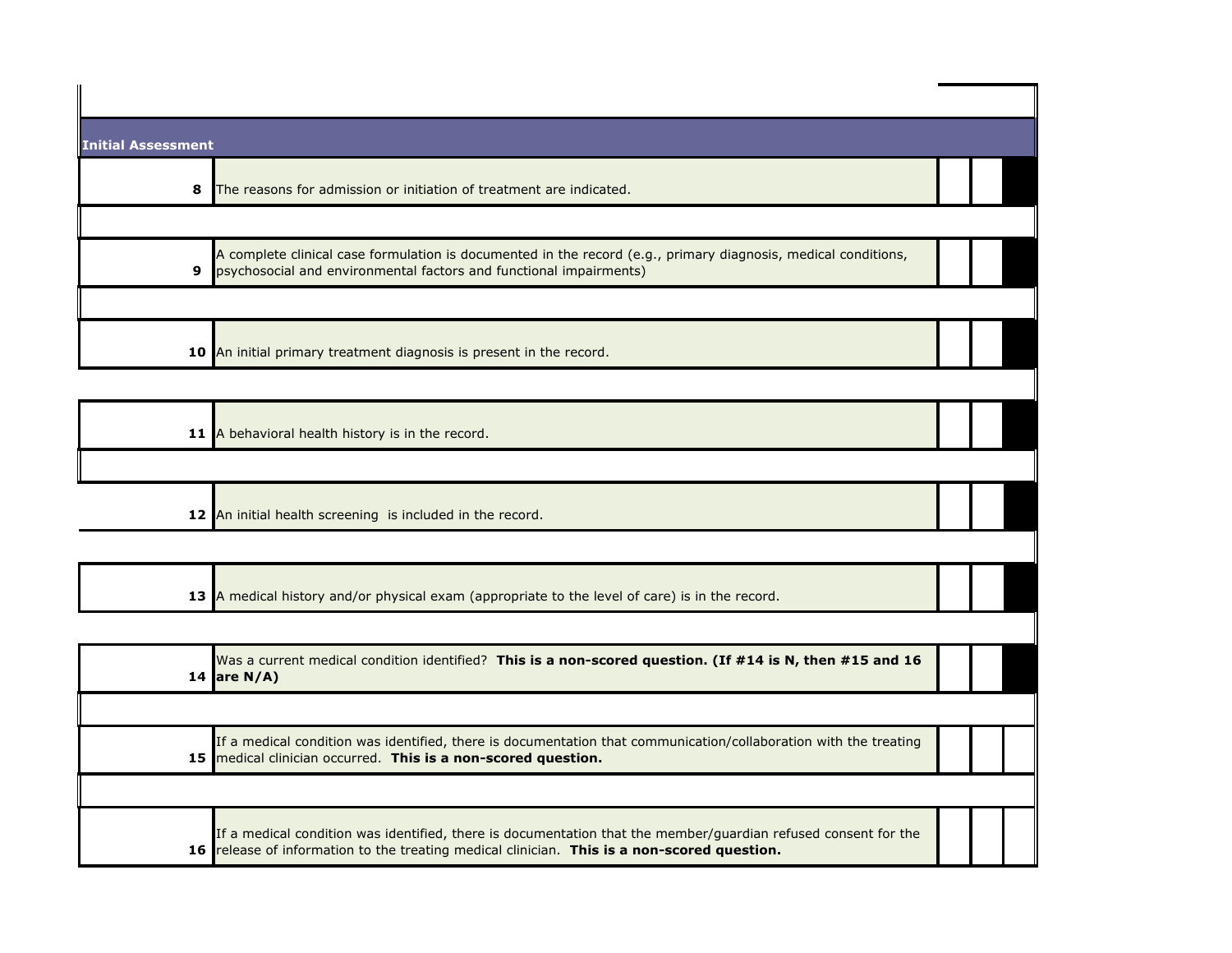| Initial Assessment | | | | |
|---|---|---|---|---|
| 8 | The reasons for admission or initiation of treatment are indicated. | | | |
| 9 | A complete clinical case formulation is documented in the record (e.g., primary diagnosis, medical conditions, psychosocial and environmental factors and functional impairments) | | | |
| 10 | An initial primary treatment diagnosis is present in the record. | | | |
| 11 | A behavioral health history is in the record. | | | |
| 12 | An initial health screening is included in the record. | | | |
| 13 | A medical history and/or physical exam (appropriate to the level of care) is in the record. | | | |
| 14 | Was a current medical condition identified? **This is a non-scored question. (If #14 is N, then #15 and 16 are N/A)** | | | |
| 15 | If a medical condition was identified, there is documentation that communication/collaboration with the treating medical clinician occurred. **This is a non-scored question.** | | | |
| 16 | If a medical condition was identified, there is documentation that the member/guardian refused consent for the release of information to the treating medical clinician. **This is a non-scored question.** | | | |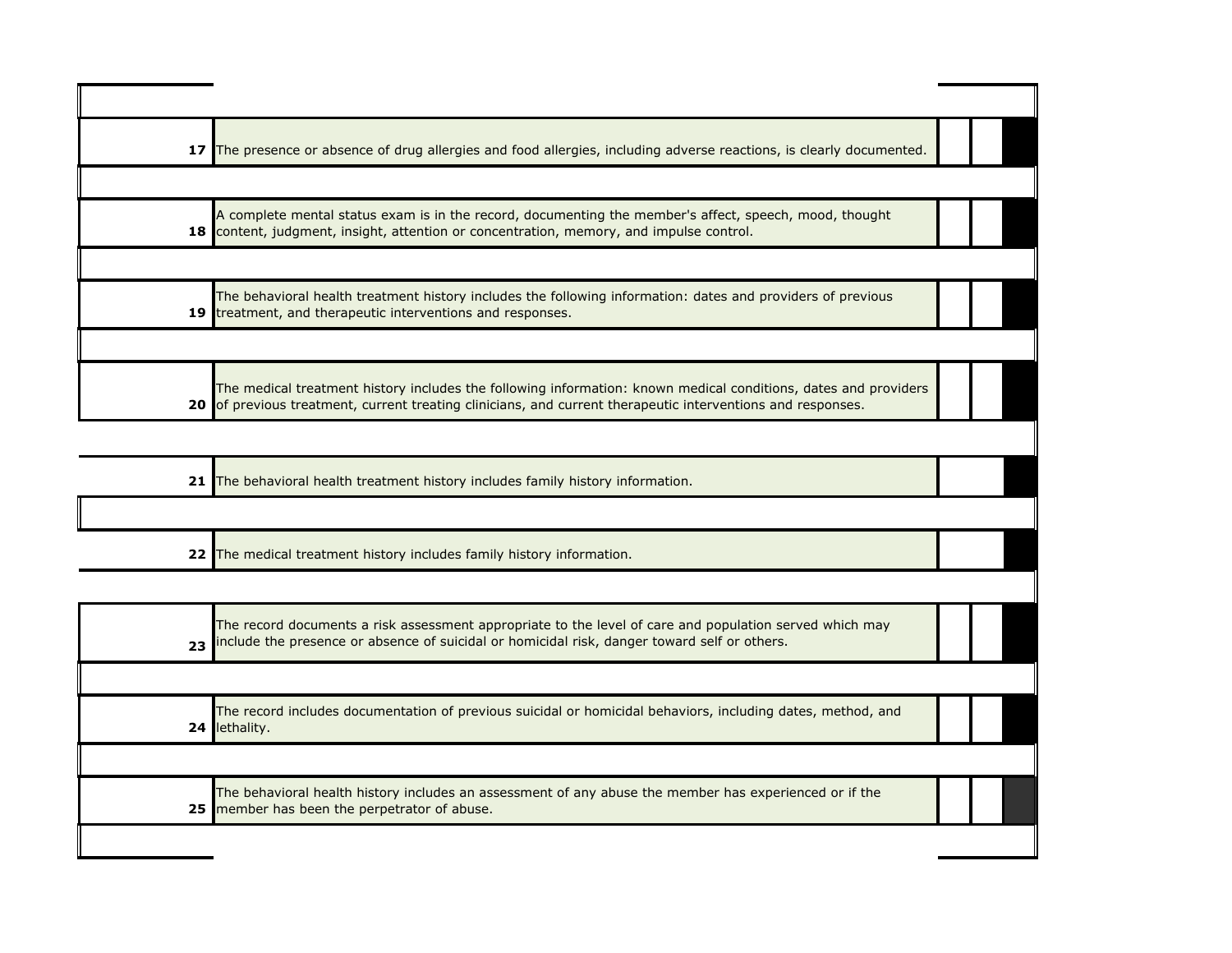| | | | | |
|---|---|---|---|---|
| 17 | The presence or absence of drug allergies and food allergies, including adverse reactions, is clearly documented. | | | |
| 18 | A complete mental status exam is in the record, documenting the member's affect, speech, mood, thought content, judgment, insight, attention or concentration, memory, and impulse control. | | | |
| 19 | The behavioral health treatment history includes the following information: dates and providers of previous treatment, and therapeutic interventions and responses. | | | |
| 20 | The medical treatment history includes the following information: known medical conditions, dates and providers of previous treatment, current treating clinicians, and current therapeutic interventions and responses. | | | |
| 21 | The behavioral health treatment history includes family history information. | | | |
| 22 | The medical treatment history includes family history information. | | | |
| 23 | The record documents a risk assessment appropriate to the level of care and population served which may include the presence or absence of suicidal or homicidal risk, danger toward self or others. | | | |
| 24 | The record includes documentation of previous suicidal or homicidal behaviors, including dates, method, and lethality. | | | |
| 25 | The behavioral health history includes an assessment of any abuse the member has experienced or if the member has been the perpetrator of abuse. | | | |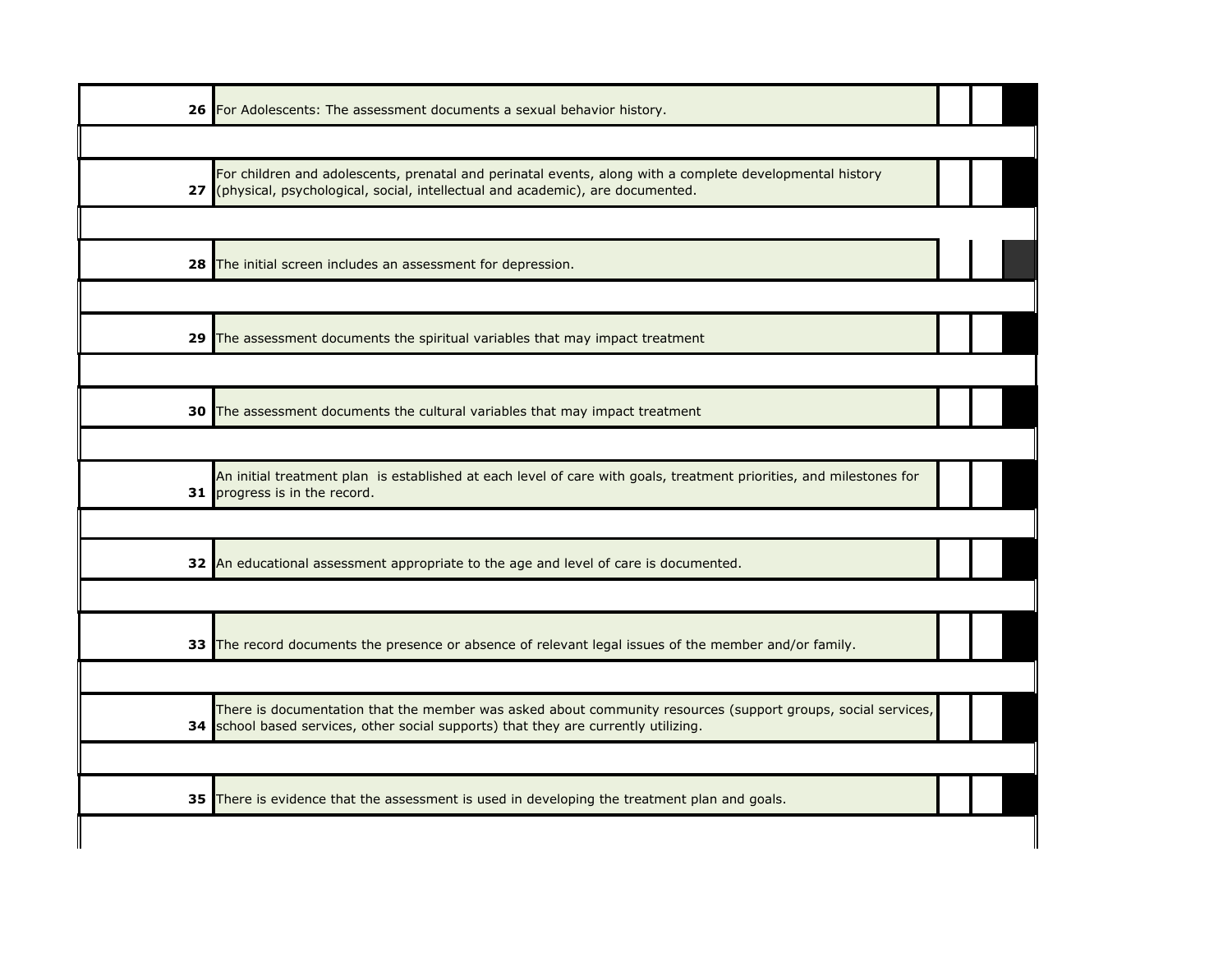| | | | | |
|---|---|---|---|---|
| 26 | For Adolescents: The assessment documents a sexual behavior history. | | | |
| | | | | |
| 27 | For children and adolescents, prenatal and perinatal events, along with a complete developmental history (physical, psychological, social, intellectual and academic), are documented. | | | |
| | | | | |
| 28 | The initial screen includes an assessment for depression. | | | |
| | | | | |
| 29 | The assessment documents the spiritual variables that may impact treatment | | | |
| | | | | |
| 30 | The assessment documents the cultural variables that may impact treatment | | | |
| | | | | |
| 31 | An initial treatment plan is established at each level of care with goals, treatment priorities, and milestones for progress is in the record. | | | |
| | | | | |
| 32 | An educational assessment appropriate to the age and level of care is documented. | | | |
| | | | | |
| 33 | The record documents the presence or absence of relevant legal issues of the member and/or family. | | | |
| | | | | |
| 34 | There is documentation that the member was asked about community resources (support groups, social services, school based services, other social supports) that they are currently utilizing. | | | |
| | | | | |
| 35 | There is evidence that the assessment is used in developing the treatment plan and goals. | | | |
| | | | | |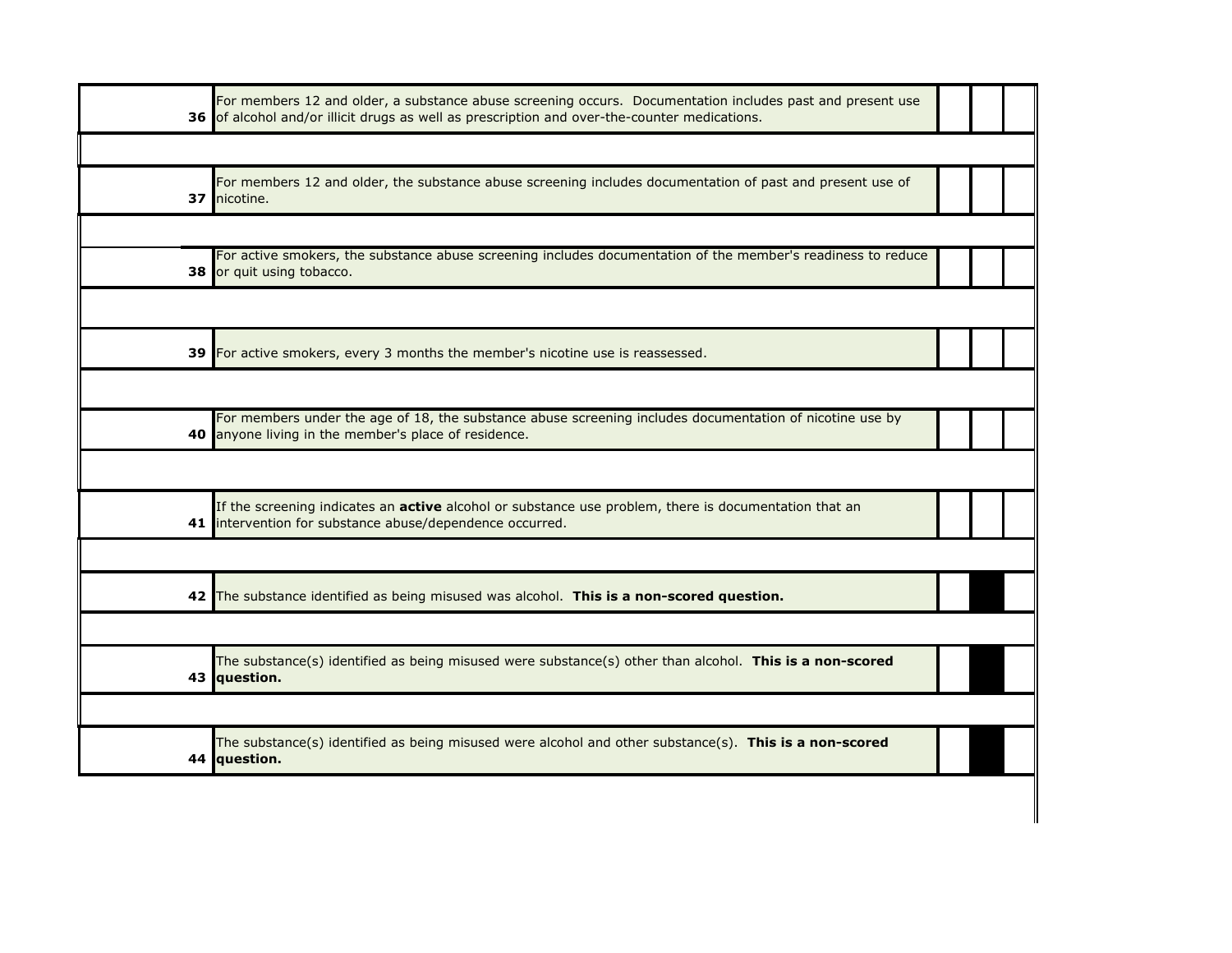| | | | | |
|---|---|---|---|---|
| **36** | For members 12 and older, a substance abuse screening occurs. Documentation includes past and present use of alcohol and/or illicit drugs as well as prescription and over-the-counter medications. | | | |
| | | | | |
| **37** | For members 12 and older, the substance abuse screening includes documentation of past and present use of nicotine. | | | |
| | | | | |
| **38** | For active smokers, the substance abuse screening includes documentation of the member's readiness to reduce or quit using tobacco. | | | |
| | | | | |
| **39** | For active smokers, every 3 months the member's nicotine use is reassessed. | | | |
| | | | | |
| **40** | For members under the age of 18, the substance abuse screening includes documentation of nicotine use by anyone living in the member's place of residence. | | | |
| | | | | |
| **41** | If the screening indicates an **active** alcohol or substance use problem, there is documentation that an intervention for substance abuse/dependence occurred. | | | |
| | | | | |
| **42** | The substance identified as being misused was alcohol. **This is a non-scored question.** | | | |
| | | | | |
| **43** | The substance(s) identified as being misused were substance(s) other than alcohol. **This is a non-scored question.** | | | |
| | | | | |
| **44** | The substance(s) identified as being misused were alcohol and other substance(s). **This is a non-scored question.** | | | |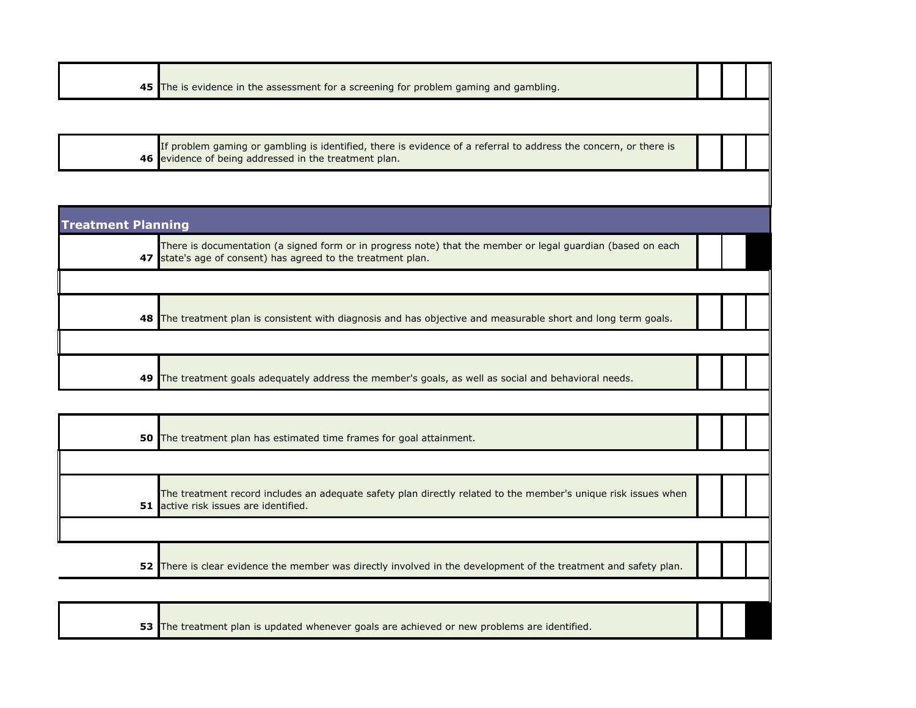| | | | | |
|---|---|---|---|---|
| 45 | The is evidence in the assessment for a screening for problem gaming and gambling. | | | |
| | | | | |
| 46 | If problem gaming or gambling is identified, there is evidence of a referral to address the concern, or there is evidence of being addressed in the treatment plan. | | | |
| | | | | |
| **Treatment Planning** | | | | |
| 47 | There is documentation (a signed form or in progress note) that the member or legal guardian (based on each state's age of consent) has agreed to the treatment plan. | | | |
| | | | | |
| 48 | The treatment plan is consistent with diagnosis and has objective and measurable short and long term goals. | | | |
| | | | | |
| 49 | The treatment goals adequately address the member's goals, as well as social and behavioral needs. | | | |
| | | | | |
| 50 | The treatment plan has estimated time frames for goal attainment. | | | |
| | | | | |
| 51 | The treatment record includes an adequate safety plan directly related to the member's unique risk issues when active risk issues are identified. | | | |
| | | | | |
| 52 | There is clear evidence the member was directly involved in the development of the treatment and safety plan. | | | |
| | | | | |
| 53 | The treatment plan is updated whenever goals are achieved or new problems are identified. | | | |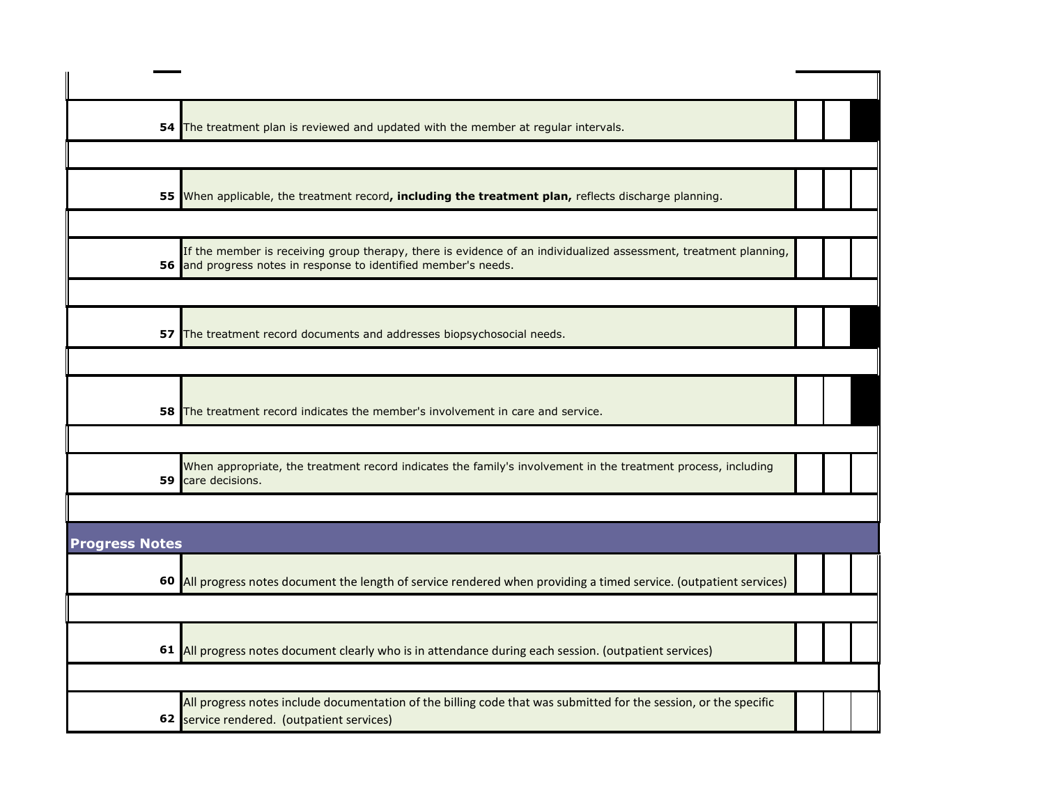| | | | | |
|---|---|---|---|---|
| **54** | The treatment plan is reviewed and updated with the member at regular intervals. | | | |
| **55** | When applicable, the treatment record**, including the treatment plan,** reflects discharge planning. | | | |
| **56** | If the member is receiving group therapy, there is evidence of an individualized assessment, treatment planning, and progress notes in response to identified member's needs. | | | |
| **57** | The treatment record documents and addresses biopsychosocial needs. | | | |
| **58** | The treatment record indicates the member's involvement in care and service. | | | |
| **59** | When appropriate, the treatment record indicates the family's involvement in the treatment process, including care decisions. | | | |

## Progress Notes

| | | | | |
|---|---|---|---|---|
| **60** | All progress notes document the length of service rendered when providing a timed service. (outpatient services) | | | |
| **61** | All progress notes document clearly who is in attendance during each session. (outpatient services) | | | |
| **62** | All progress notes include documentation of the billing code that was submitted for the session, or the specific service rendered. (outpatient services) | | | |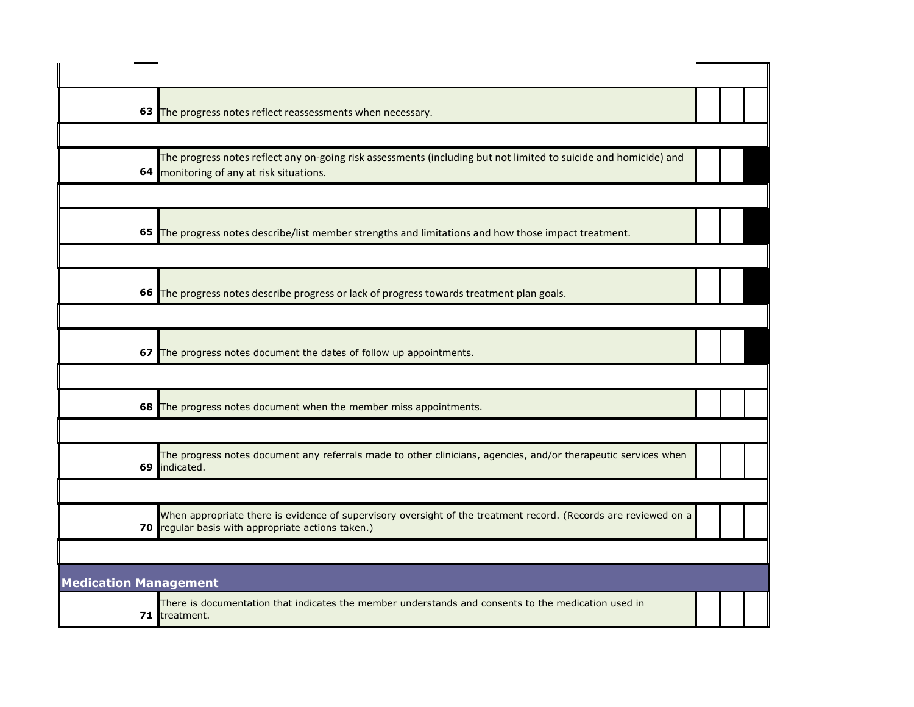| | | | | |
|---|---|---|---|---|
| 63 | The progress notes reflect reassessments when necessary. | | | |
| 64 | The progress notes reflect any on-going risk assessments (including but not limited to suicide and homicide) and monitoring of any at risk situations. | | | |
| 65 | The progress notes describe/list member strengths and limitations and how those impact treatment. | | | |
| 66 | The progress notes describe progress or lack of progress towards treatment plan goals. | | | |
| 67 | The progress notes document the dates of follow up appointments. | | | |
| 68 | The progress notes document when the member miss appointments. | | | |
| 69 | The progress notes document any referrals made to other clinicians, agencies, and/or therapeutic services when indicated. | | | |
| 70 | When appropriate there is evidence of supervisory oversight of the treatment record. (Records are reviewed on a regular basis with appropriate actions taken.) | | | |

## Medication Management

| | | | | |
|---|---|---|---|---|
| 71 | There is documentation that indicates the member understands and consents to the medication used in treatment. | | | |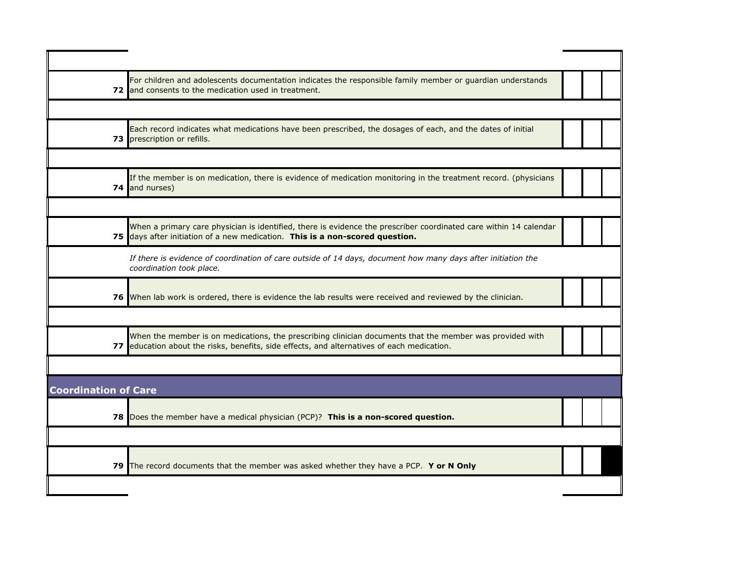| # | Item | | | |
|---|---|---|---|---|
| 72 | For children and adolescents documentation indicates the responsible family member or guardian understands and consents to the medication used in treatment. | | | |
| 73 | Each record indicates what medications have been prescribed, the dosages of each, and the dates of initial prescription or refills. | | | |
| 74 | If the member is on medication, there is evidence of medication monitoring in the treatment record. (physicians and nurses) | | | |
| 75 | When a primary care physician is identified, there is evidence the prescriber coordinated care within 14 calendar days after initiation of a new medication. **This is a non-scored question.** | | | |
| | *If there is evidence of coordination of care outside of 14 days, document how many days after initiation the coordination took place.* | | | |
| 76 | When lab work is ordered, there is evidence the lab results were received and reviewed by the clinician. | | | |
| 77 | When the member is on medications, the prescribing clinician documents that the member was provided with education about the risks, benefits, side effects, and alternatives of each medication. | | | |

## Coordination of Care

| # | Item | | | |
|---|---|---|---|---|
| 78 | Does the member have a medical physician (PCP)? **This is a non-scored question.** | | | |
| 79 | The record documents that the member was asked whether they have a PCP. **Y or N Only** | | | |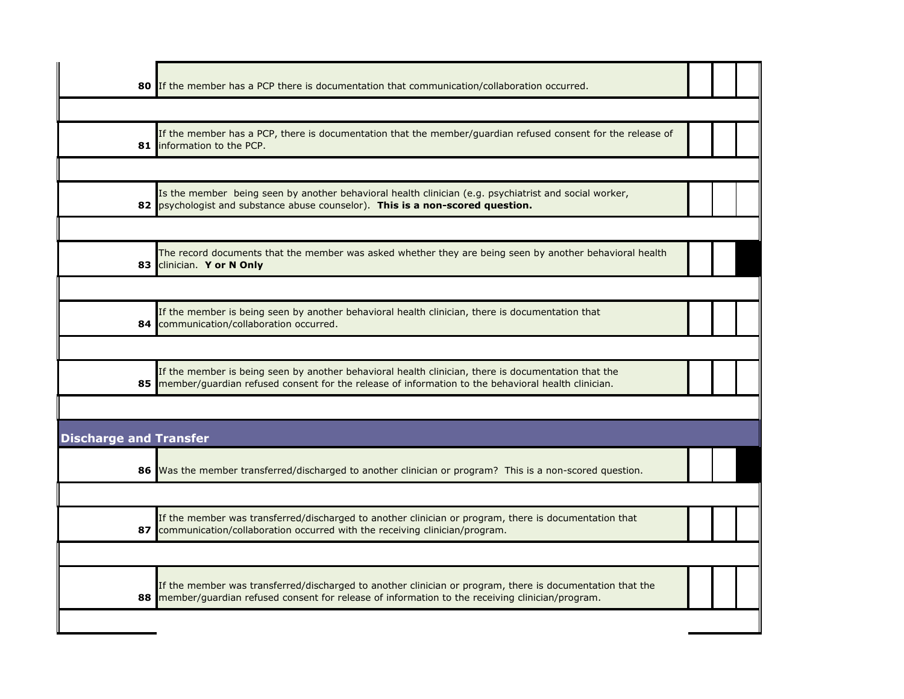| | | | | |
|---|---|---|---|---|
| 80 | If the member has a PCP there is documentation that communication/collaboration occurred. | | | |
| 81 | If the member has a PCP, there is documentation that the member/guardian refused consent for the release of information to the PCP. | | | |
| 82 | Is the member being seen by another behavioral health clinician (e.g. psychiatrist and social worker, psychologist and substance abuse counselor). **This is a non-scored question.** | | | |
| 83 | The record documents that the member was asked whether they are being seen by another behavioral health clinician. **Y or N Only** | | | |
| 84 | If the member is being seen by another behavioral health clinician, there is documentation that communication/collaboration occurred. | | | |
| 85 | If the member is being seen by another behavioral health clinician, there is documentation that the member/guardian refused consent for the release of information to the behavioral health clinician. | | | |

## Discharge and Transfer

| | | | | |
|---|---|---|---|---|
| 86 | Was the member transferred/discharged to another clinician or program? This is a non-scored question. | | | |
| 87 | If the member was transferred/discharged to another clinician or program, there is documentation that communication/collaboration occurred with the receiving clinician/program. | | | |
| 88 | If the member was transferred/discharged to another clinician or program, there is documentation that the member/guardian refused consent for release of information to the receiving clinician/program. | | | |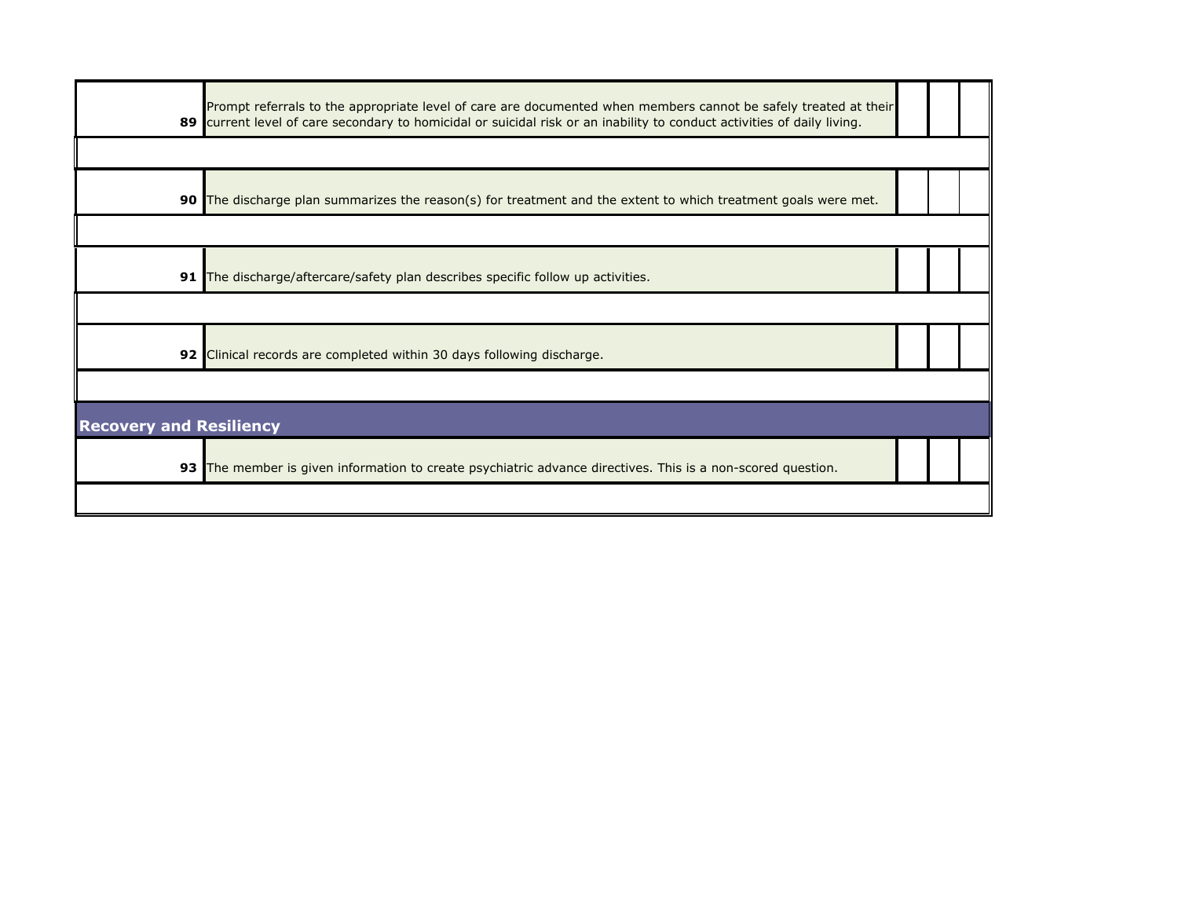| | | | | |
|---|---|---|---|---|
| 89 | Prompt referrals to the appropriate level of care are documented when members cannot be safely treated at their current level of care secondary to homicidal or suicidal risk or an inability to conduct activities of daily living. | | | |
| | | | | |
| 90 | The discharge plan summarizes the reason(s) for treatment and the extent to which treatment goals were met. | | | |
| | | | | |
| 91 | The discharge/aftercare/safety plan describes specific follow up activities. | | | |
| | | | | |
| 92 | Clinical records are completed within 30 days following discharge. | | | |
| | | | | |
| **Recovery and Resiliency** | | | | |
| 93 | The member is given information to create psychiatric advance directives. This is a non-scored question. | | | |
| | | | | |